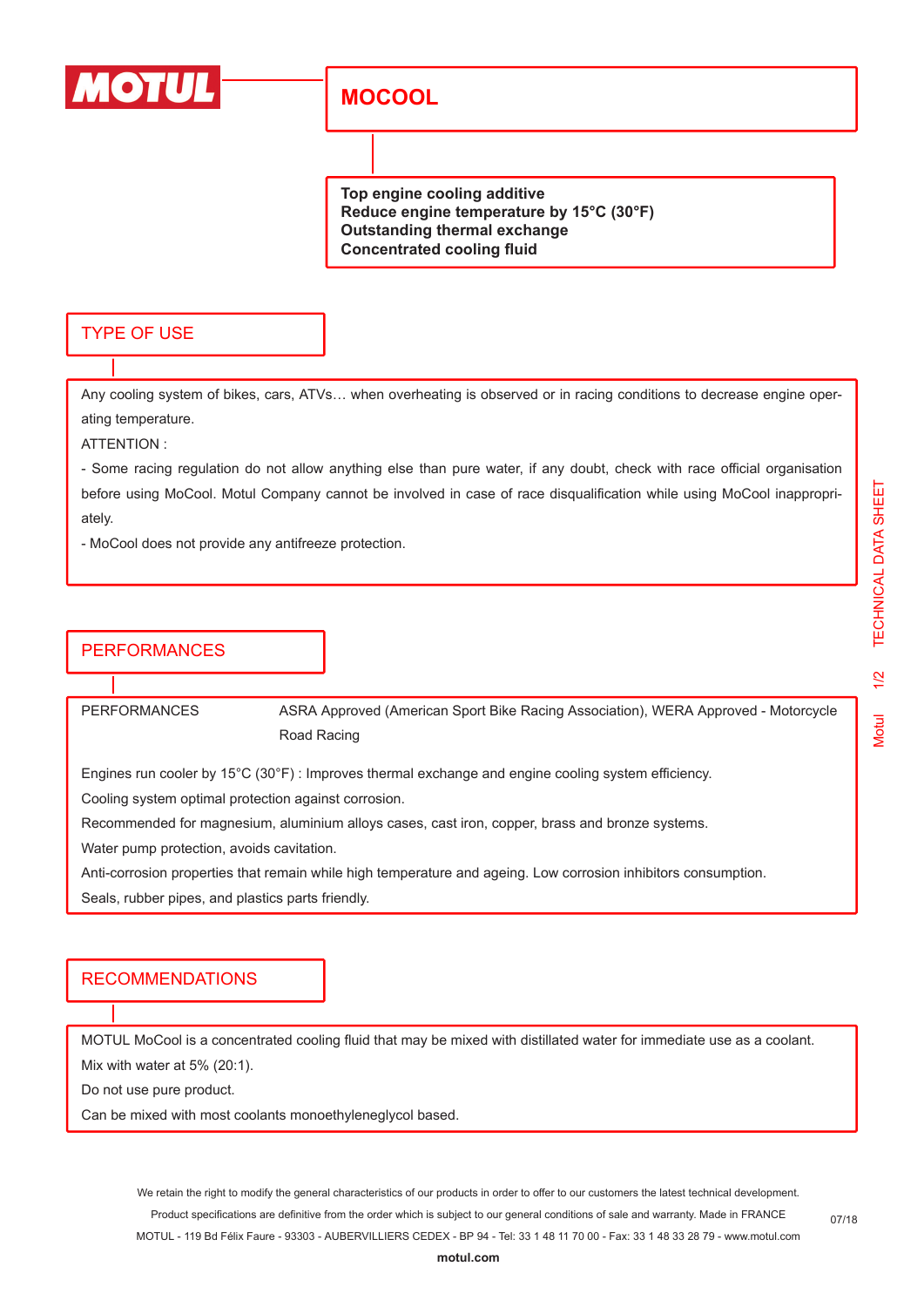# MOCOOL

**Top engine cooling additive**
**Reduce engine temperature by 15°C (30°F)**
**Outstanding thermal exchange**
**Concentrated cooling fluid**

## TYPE OF USE

Any cooling system of bikes, cars, ATVs… when overheating is observed or in racing conditions to decrease engine operating temperature.

ATTENTION :

- Some racing regulation do not allow anything else than pure water, if any doubt, check with race official organisation before using MoCool. Motul Company cannot be involved in case of race disqualification while using MoCool inappropriately.
- MoCool does not provide any antifreeze protection.

## PERFORMANCES

| | |
|---|---|
| PERFORMANCES | ASRA Approved (American Sport Bike Racing Association), WERA Approved - Motorcycle Road Racing |

Engines run cooler by 15°C (30°F) : Improves thermal exchange and engine cooling system efficiency.

Cooling system optimal protection against corrosion.

Recommended for magnesium, aluminium alloys cases, cast iron, copper, brass and bronze systems.

Water pump protection, avoids cavitation.

Anti-corrosion properties that remain while high temperature and ageing. Low corrosion inhibitors consumption.

Seals, rubber pipes, and plastics parts friendly.

## RECOMMENDATIONS

MOTUL MoCool is a concentrated cooling fluid that may be mixed with distillated water for immediate use as a coolant.

Mix with water at 5% (20:1).

Do not use pure product.

Can be mixed with most coolants monoethyleneglycol based.

We retain the right to modify the general characteristics of our products in order to offer to our customers the latest technical development.
Product specifications are definitive from the order which is subject to our general conditions of sale and warranty. Made in FRANCE
MOTUL - 119 Bd Félix Faure - 93303 - AUBERVILLIERS CEDEX - BP 94 - Tel: 33 1 48 11 70 00 - Fax: 33 1 48 33 28 79 - www.motul.com

07/18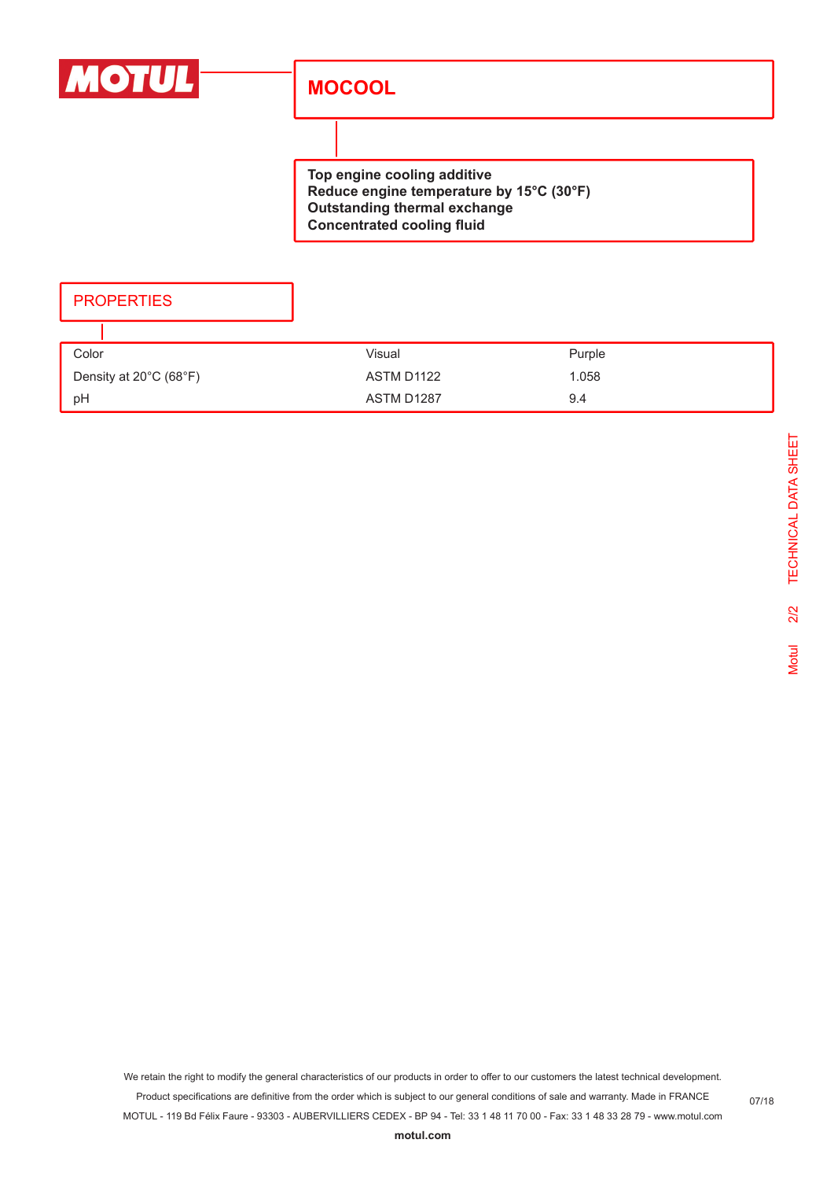# MOCOOL

**Top engine cooling additive**
**Reduce engine temperature by 15°C (30°F)**
**Outstanding thermal exchange**
**Concentrated cooling fluid**

## PROPERTIES

| | | |
|---|---|---|
| Color | Visual | Purple |
| Density at 20°C (68°F) | ASTM D1122 | 1.058 |
| pH | ASTM D1287 | 9.4 |

We retain the right to modify the general characteristics of our products in order to offer to our customers the latest technical development.
Product specifications are definitive from the order which is subject to our general conditions of sale and warranty. Made in FRANCE
MOTUL - 119 Bd Félix Faure - 93303 - AUBERVILLIERS CEDEX - BP 94 - Tel: 33 1 48 11 70 00 - Fax: 33 1 48 33 28 79 - www.motul.com

**motul.com**

07/18